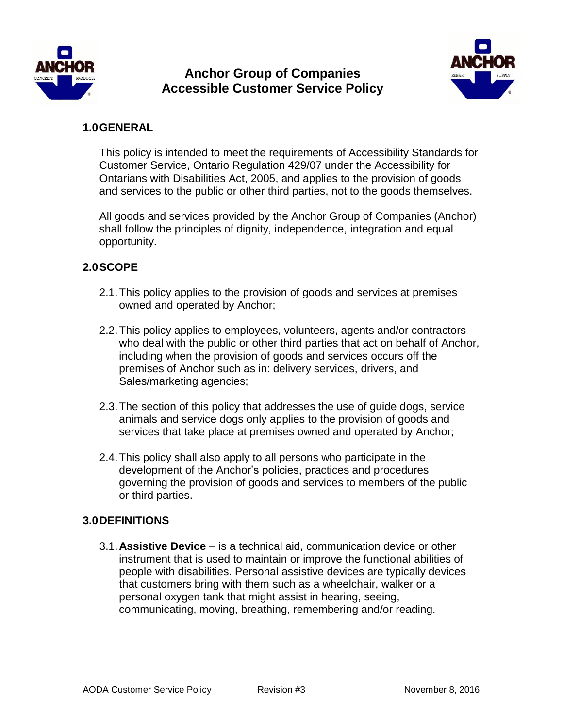# Anchor Group of Companies
# Accessible Customer Service Policy

## 1.0 GENERAL

This policy is intended to meet the requirements of Accessibility Standards for Customer Service, Ontario Regulation 429/07 under the Accessibility for Ontarians with Disabilities Act, 2005, and applies to the provision of goods and services to the public or other third parties, not to the goods themselves.

All goods and services provided by the Anchor Group of Companies (Anchor) shall follow the principles of dignity, independence, integration and equal opportunity.

## 2.0 SCOPE

2.1. This policy applies to the provision of goods and services at premises owned and operated by Anchor;

2.2. This policy applies to employees, volunteers, agents and/or contractors who deal with the public or other third parties that act on behalf of Anchor, including when the provision of goods and services occurs off the premises of Anchor such as in: delivery services, drivers, and Sales/marketing agencies;

2.3. The section of this policy that addresses the use of guide dogs, service animals and service dogs only applies to the provision of goods and services that take place at premises owned and operated by Anchor;

2.4. This policy shall also apply to all persons who participate in the development of the Anchor's policies, practices and procedures governing the provision of goods and services to members of the public or third parties.

## 3.0 DEFINITIONS

3.1. **Assistive Device** – is a technical aid, communication device or other instrument that is used to maintain or improve the functional abilities of people with disabilities. Personal assistive devices are typically devices that customers bring with them such as a wheelchair, walker or a personal oxygen tank that might assist in hearing, seeing, communicating, moving, breathing, remembering and/or reading.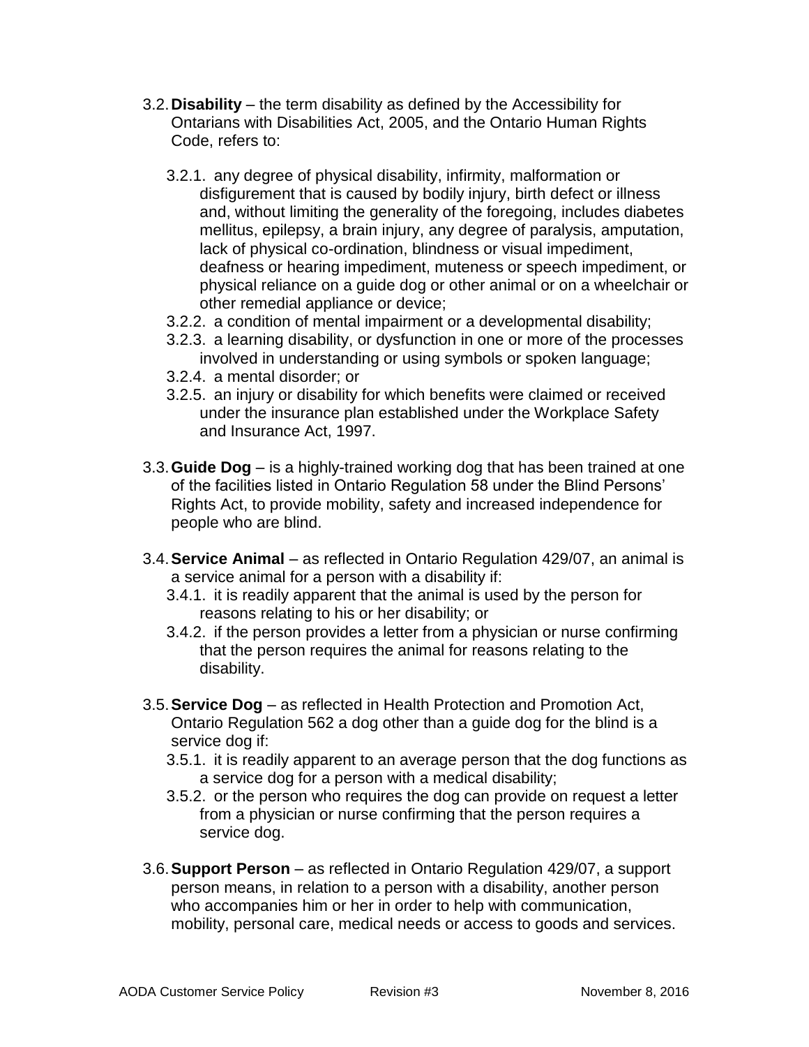3.2. **Disability** – the term disability as defined by the Accessibility for Ontarians with Disabilities Act, 2005, and the Ontario Human Rights Code, refers to:

   3.2.1. any degree of physical disability, infirmity, malformation or disfigurement that is caused by bodily injury, birth defect or illness and, without limiting the generality of the foregoing, includes diabetes mellitus, epilepsy, a brain injury, any degree of paralysis, amputation, lack of physical co-ordination, blindness or visual impediment, deafness or hearing impediment, muteness or speech impediment, or physical reliance on a guide dog or other animal or on a wheelchair or other remedial appliance or device;

   3.2.2. a condition of mental impairment or a developmental disability;

   3.2.3. a learning disability, or dysfunction in one or more of the processes involved in understanding or using symbols or spoken language;

   3.2.4. a mental disorder; or

   3.2.5. an injury or disability for which benefits were claimed or received under the insurance plan established under the Workplace Safety and Insurance Act, 1997.

3.3. **Guide Dog** – is a highly-trained working dog that has been trained at one of the facilities listed in Ontario Regulation 58 under the Blind Persons' Rights Act, to provide mobility, safety and increased independence for people who are blind.

3.4. **Service Animal** – as reflected in Ontario Regulation 429/07, an animal is a service animal for a person with a disability if:

   3.4.1. it is readily apparent that the animal is used by the person for reasons relating to his or her disability; or

   3.4.2. if the person provides a letter from a physician or nurse confirming that the person requires the animal for reasons relating to the disability.

3.5. **Service Dog** – as reflected in Health Protection and Promotion Act, Ontario Regulation 562 a dog other than a guide dog for the blind is a service dog if:

   3.5.1. it is readily apparent to an average person that the dog functions as a service dog for a person with a medical disability;

   3.5.2. or the person who requires the dog can provide on request a letter from a physician or nurse confirming that the person requires a service dog.

3.6. **Support Person** – as reflected in Ontario Regulation 429/07, a support person means, in relation to a person with a disability, another person who accompanies him or her in order to help with communication, mobility, personal care, medical needs or access to goods and services.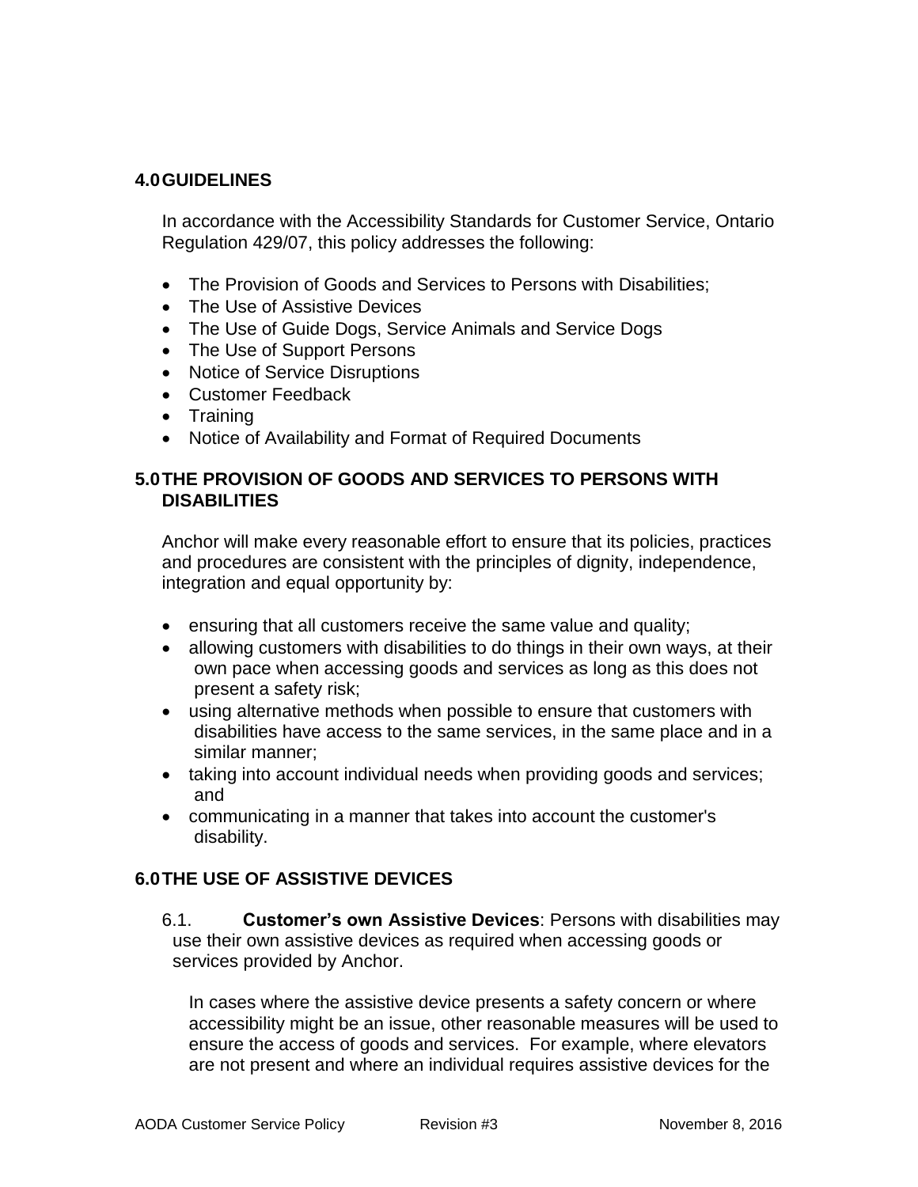## 4.0 GUIDELINES

In accordance with the Accessibility Standards for Customer Service, Ontario Regulation 429/07, this policy addresses the following:

- The Provision of Goods and Services to Persons with Disabilities;
- The Use of Assistive Devices
- The Use of Guide Dogs, Service Animals and Service Dogs
- The Use of Support Persons
- Notice of Service Disruptions
- Customer Feedback
- Training
- Notice of Availability and Format of Required Documents

## 5.0 THE PROVISION OF GOODS AND SERVICES TO PERSONS WITH DISABILITIES

Anchor will make every reasonable effort to ensure that its policies, practices and procedures are consistent with the principles of dignity, independence, integration and equal opportunity by:

- ensuring that all customers receive the same value and quality;
- allowing customers with disabilities to do things in their own ways, at their own pace when accessing goods and services as long as this does not present a safety risk;
- using alternative methods when possible to ensure that customers with disabilities have access to the same services, in the same place and in a similar manner;
- taking into account individual needs when providing goods and services; and
- communicating in a manner that takes into account the customer's disability.

## 6.0 THE USE OF ASSISTIVE DEVICES

6.1. **Customer's own Assistive Devices**: Persons with disabilities may use their own assistive devices as required when accessing goods or services provided by Anchor.

In cases where the assistive device presents a safety concern or where accessibility might be an issue, other reasonable measures will be used to ensure the access of goods and services. For example, where elevators are not present and where an individual requires assistive devices for the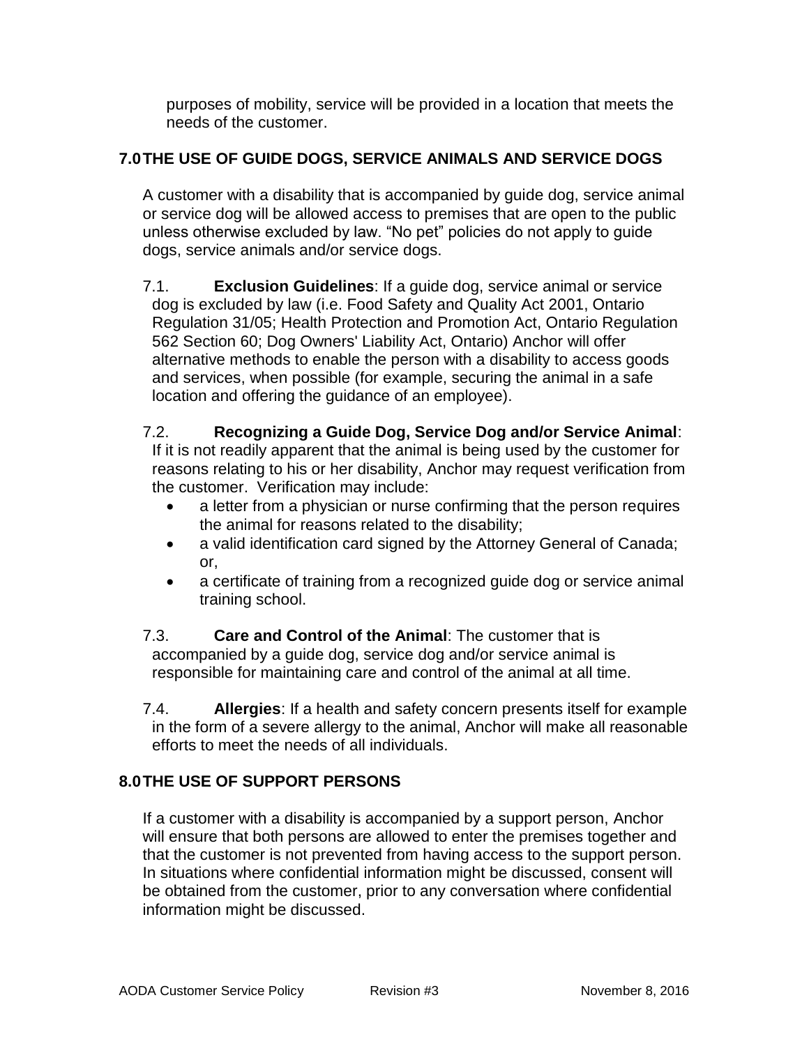purposes of mobility, service will be provided in a location that meets the needs of the customer.

## 7.0 THE USE OF GUIDE DOGS, SERVICE ANIMALS AND SERVICE DOGS

A customer with a disability that is accompanied by guide dog, service animal or service dog will be allowed access to premises that are open to the public unless otherwise excluded by law. "No pet" policies do not apply to guide dogs, service animals and/or service dogs.

7.1. **Exclusion Guidelines**: If a guide dog, service animal or service dog is excluded by law (i.e. Food Safety and Quality Act 2001, Ontario Regulation 31/05; Health Protection and Promotion Act, Ontario Regulation 562 Section 60; Dog Owners' Liability Act, Ontario) Anchor will offer alternative methods to enable the person with a disability to access goods and services, when possible (for example, securing the animal in a safe location and offering the guidance of an employee).

7.2. **Recognizing a Guide Dog, Service Dog and/or Service Animal**: If it is not readily apparent that the animal is being used by the customer for reasons relating to his or her disability, Anchor may request verification from the customer. Verification may include:

- a letter from a physician or nurse confirming that the person requires the animal for reasons related to the disability;
- a valid identification card signed by the Attorney General of Canada; or,
- a certificate of training from a recognized guide dog or service animal training school.

7.3. **Care and Control of the Animal**: The customer that is accompanied by a guide dog, service dog and/or service animal is responsible for maintaining care and control of the animal at all time.

7.4. **Allergies**: If a health and safety concern presents itself for example in the form of a severe allergy to the animal, Anchor will make all reasonable efforts to meet the needs of all individuals.

## 8.0 THE USE OF SUPPORT PERSONS

If a customer with a disability is accompanied by a support person, Anchor will ensure that both persons are allowed to enter the premises together and that the customer is not prevented from having access to the support person. In situations where confidential information might be discussed, consent will be obtained from the customer, prior to any conversation where confidential information might be discussed.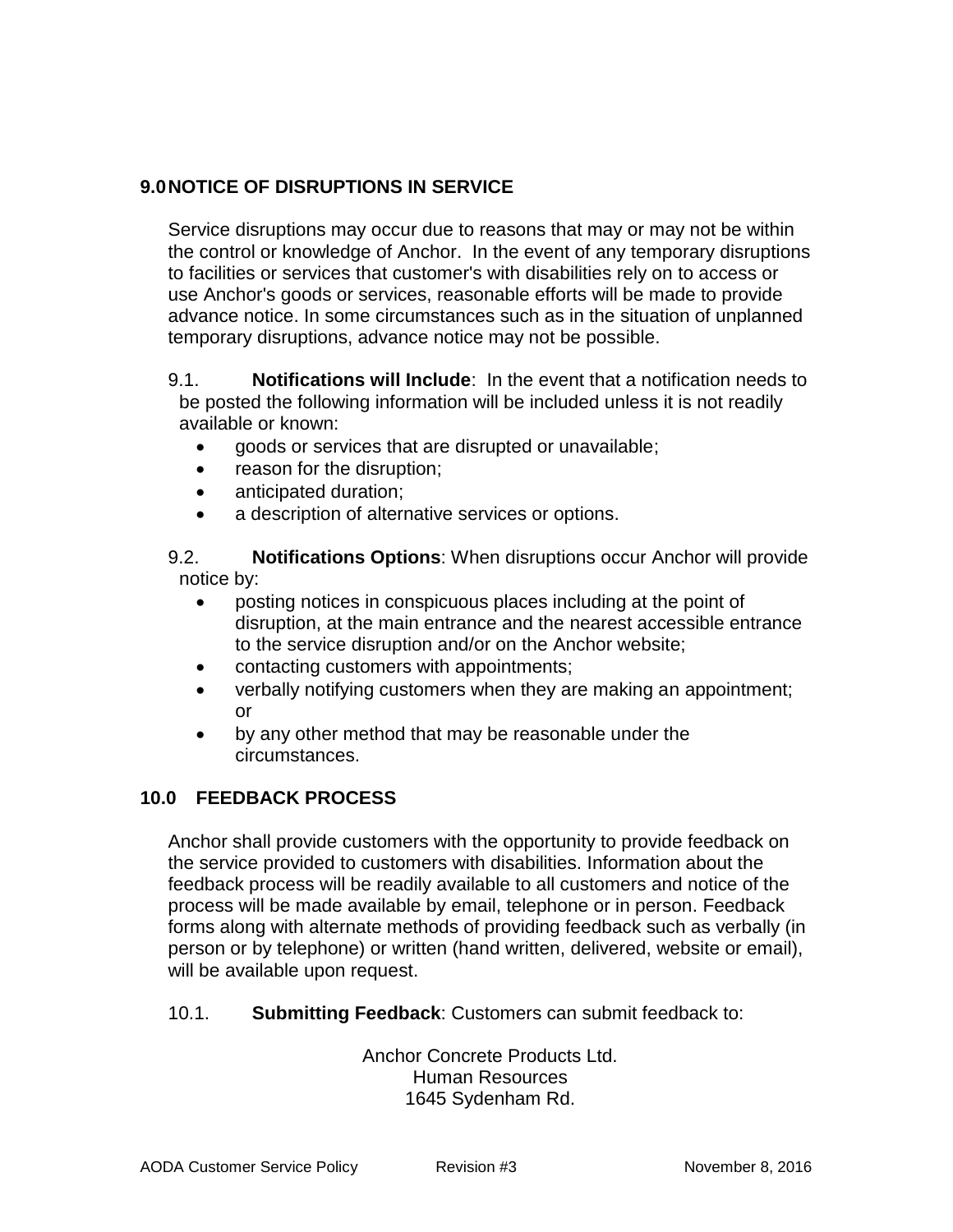## 9.0 NOTICE OF DISRUPTIONS IN SERVICE

Service disruptions may occur due to reasons that may or may not be within the control or knowledge of Anchor. In the event of any temporary disruptions to facilities or services that customer's with disabilities rely on to access or use Anchor's goods or services, reasonable efforts will be made to provide advance notice. In some circumstances such as in the situation of unplanned temporary disruptions, advance notice may not be possible.

9.1. **Notifications will Include**: In the event that a notification needs to be posted the following information will be included unless it is not readily available or known:

- goods or services that are disrupted or unavailable;
- reason for the disruption;
- anticipated duration;
- a description of alternative services or options.

9.2. **Notifications Options**: When disruptions occur Anchor will provide notice by:

- posting notices in conspicuous places including at the point of disruption, at the main entrance and the nearest accessible entrance to the service disruption and/or on the Anchor website;
- contacting customers with appointments;
- verbally notifying customers when they are making an appointment; or
- by any other method that may be reasonable under the circumstances.

## 10.0 FEEDBACK PROCESS

Anchor shall provide customers with the opportunity to provide feedback on the service provided to customers with disabilities. Information about the feedback process will be readily available to all customers and notice of the process will be made available by email, telephone or in person. Feedback forms along with alternate methods of providing feedback such as verbally (in person or by telephone) or written (hand written, delivered, website or email), will be available upon request.

10.1. **Submitting Feedback**: Customers can submit feedback to:

Anchor Concrete Products Ltd.
Human Resources
1645 Sydenham Rd.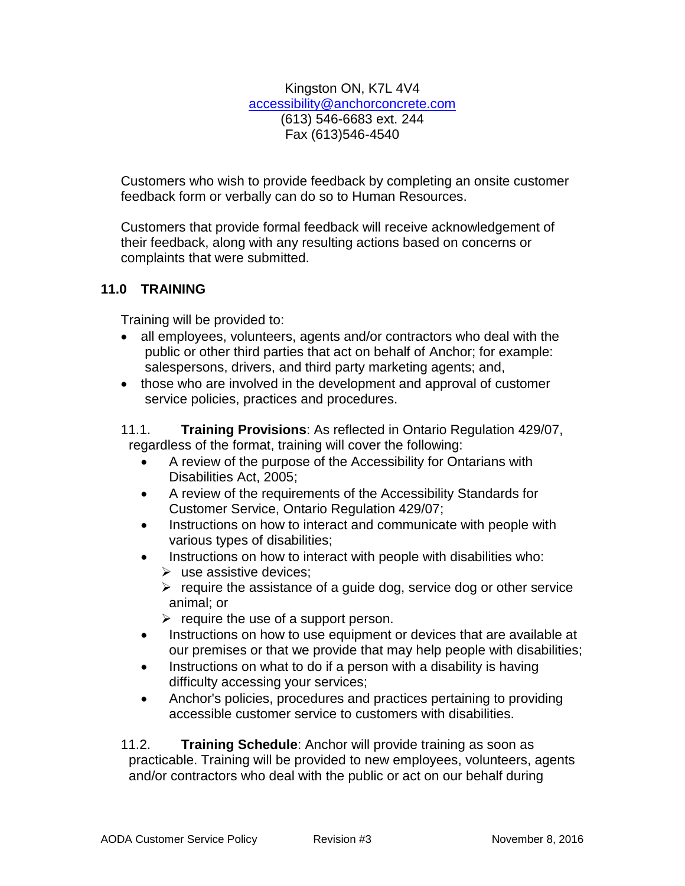Kingston ON, K7L 4V4
accessibility@anchorconcrete.com
(613) 546-6683 ext. 244
Fax (613)546-4540

Customers who wish to provide feedback by completing an onsite customer feedback form or verbally can do so to Human Resources.

Customers that provide formal feedback will receive acknowledgement of their feedback, along with any resulting actions based on concerns or complaints that were submitted.

## 11.0 TRAINING

Training will be provided to:

- all employees, volunteers, agents and/or contractors who deal with the public or other third parties that act on behalf of Anchor; for example: salespersons, drivers, and third party marketing agents; and,
- those who are involved in the development and approval of customer service policies, practices and procedures.

11.1. **Training Provisions**: As reflected in Ontario Regulation 429/07, regardless of the format, training will cover the following:

- A review of the purpose of the Accessibility for Ontarians with Disabilities Act, 2005;
- A review of the requirements of the Accessibility Standards for Customer Service, Ontario Regulation 429/07;
- Instructions on how to interact and communicate with people with various types of disabilities;
- Instructions on how to interact with people with disabilities who:
  - use assistive devices;
  - require the assistance of a guide dog, service dog or other service animal; or
  - require the use of a support person.
- Instructions on how to use equipment or devices that are available at our premises or that we provide that may help people with disabilities;
- Instructions on what to do if a person with a disability is having difficulty accessing your services;
- Anchor's policies, procedures and practices pertaining to providing accessible customer service to customers with disabilities.

11.2. **Training Schedule**: Anchor will provide training as soon as practicable. Training will be provided to new employees, volunteers, agents and/or contractors who deal with the public or act on our behalf during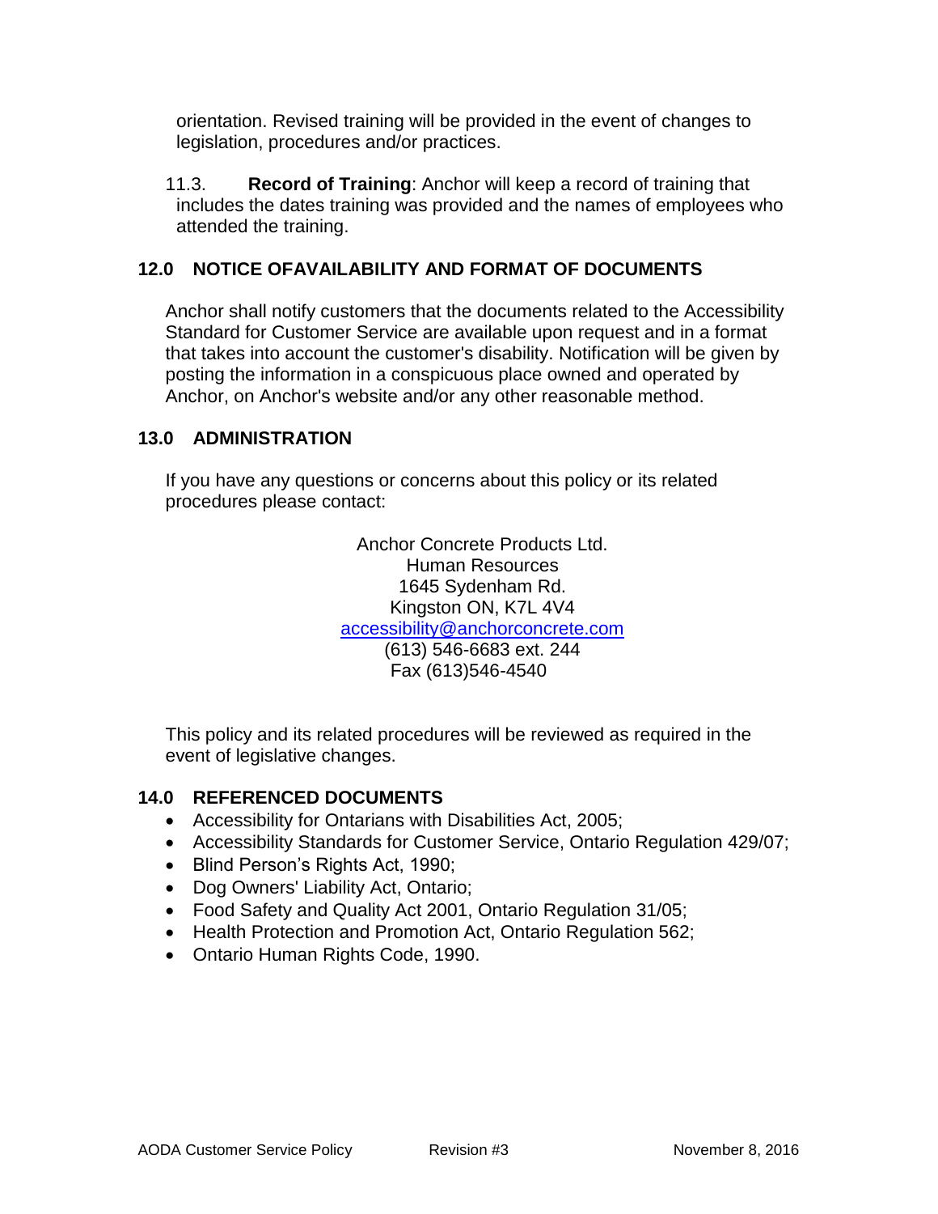orientation. Revised training will be provided in the event of changes to legislation, procedures and/or practices.

11.3. **Record of Training**: Anchor will keep a record of training that includes the dates training was provided and the names of employees who attended the training.

## 12.0 NOTICE OFAVAILABILITY AND FORMAT OF DOCUMENTS

Anchor shall notify customers that the documents related to the Accessibility Standard for Customer Service are available upon request and in a format that takes into account the customer's disability. Notification will be given by posting the information in a conspicuous place owned and operated by Anchor, on Anchor's website and/or any other reasonable method.

## 13.0 ADMINISTRATION

If you have any questions or concerns about this policy or its related procedures please contact:

Anchor Concrete Products Ltd.
Human Resources
1645 Sydenham Rd.
Kingston ON, K7L 4V4
accessibility@anchorconcrete.com
(613) 546-6683 ext. 244
Fax (613)546-4540

This policy and its related procedures will be reviewed as required in the event of legislative changes.

## 14.0 REFERENCED DOCUMENTS

- Accessibility for Ontarians with Disabilities Act, 2005;
- Accessibility Standards for Customer Service, Ontario Regulation 429/07;
- Blind Person's Rights Act, 1990;
- Dog Owners' Liability Act, Ontario;
- Food Safety and Quality Act 2001, Ontario Regulation 31/05;
- Health Protection and Promotion Act, Ontario Regulation 562;
- Ontario Human Rights Code, 1990.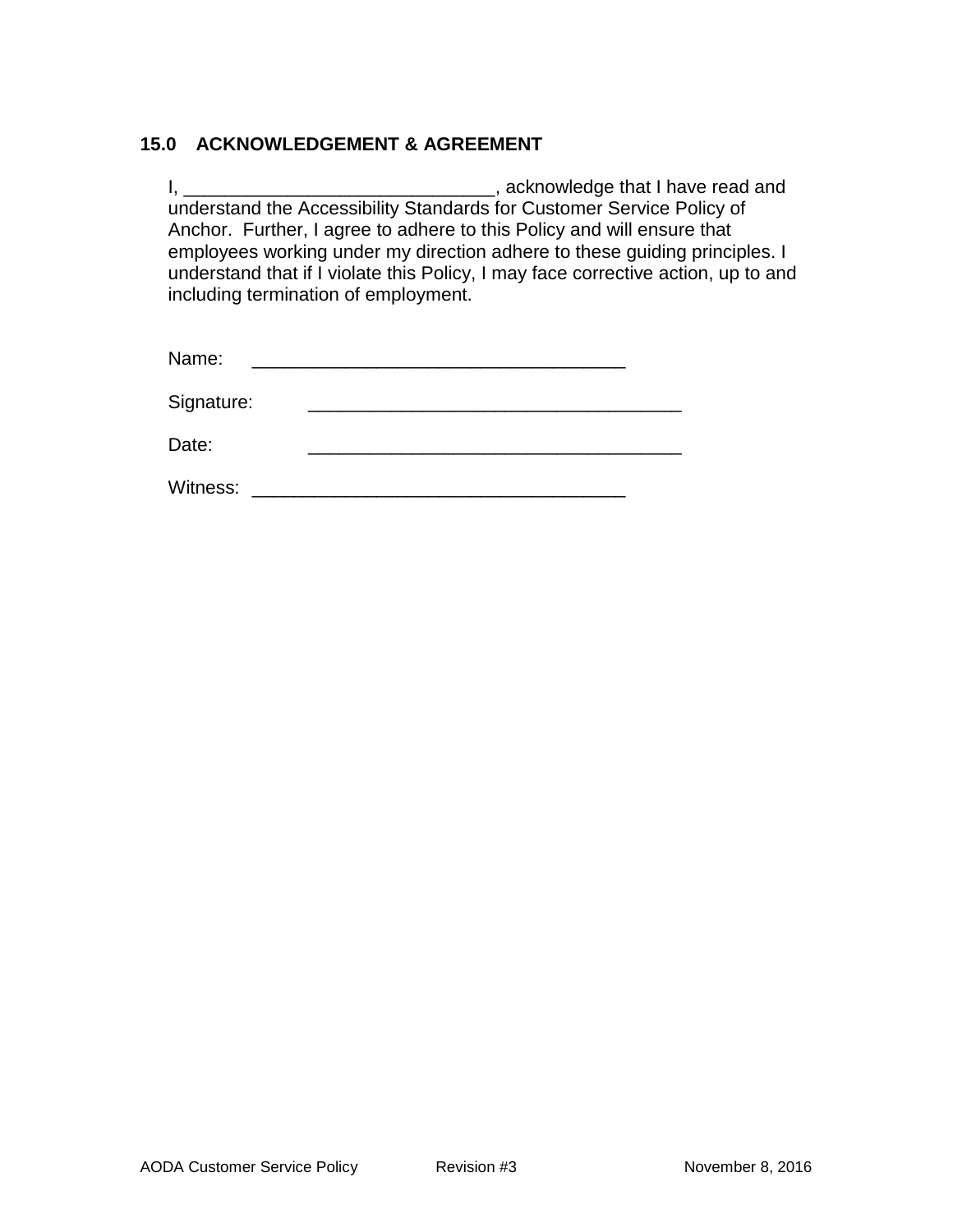## 15.0 ACKNOWLEDGEMENT & AGREEMENT

I, ______________________________, acknowledge that I have read and understand the Accessibility Standards for Customer Service Policy of Anchor. Further, I agree to adhere to this Policy and will ensure that employees working under my direction adhere to these guiding principles. I understand that if I violate this Policy, I may face corrective action, up to and including termination of employment.

Name: ____________________________________

Signature: ____________________________________

Date: ____________________________________

Witness: ____________________________________